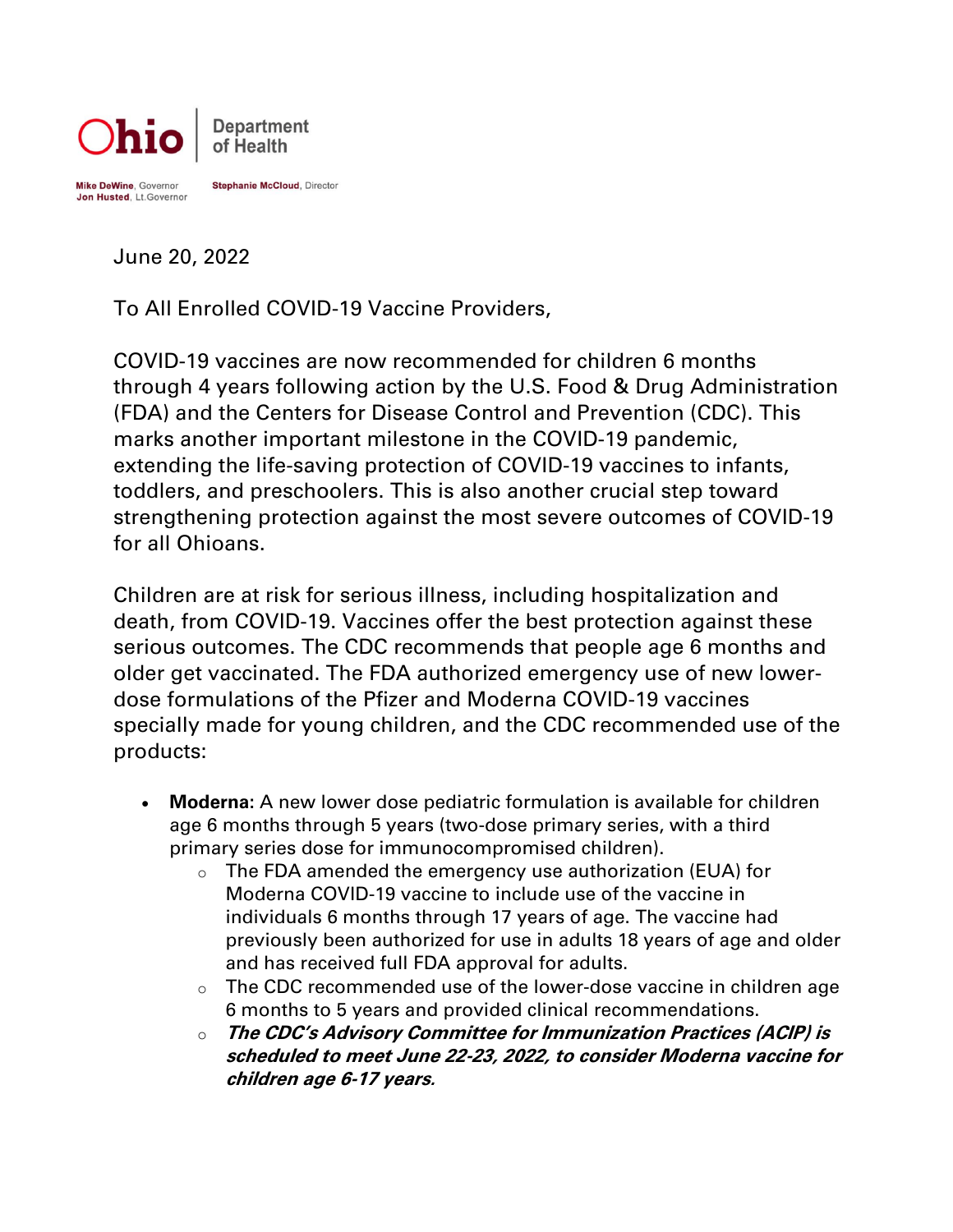Ohio | Department of Health

**Mike DeWine**, Governor
**Jon Husted**, Lt.Governor

**Stephanie McCloud**, Director

June 20, 2022

To All Enrolled COVID-19 Vaccine Providers,

COVID-19 vaccines are now recommended for children 6 months through 4 years following action by the U.S. Food & Drug Administration (FDA) and the Centers for Disease Control and Prevention (CDC). This marks another important milestone in the COVID-19 pandemic, extending the life-saving protection of COVID-19 vaccines to infants, toddlers, and preschoolers. This is also another crucial step toward strengthening protection against the most severe outcomes of COVID-19 for all Ohioans.

Children are at risk for serious illness, including hospitalization and death, from COVID-19. Vaccines offer the best protection against these serious outcomes. The CDC recommends that people age 6 months and older get vaccinated. The FDA authorized emergency use of new lower-dose formulations of the Pfizer and Moderna COVID-19 vaccines specially made for young children, and the CDC recommended use of the products:

- **Moderna:** A new lower dose pediatric formulation is available for children age 6 months through 5 years (two-dose primary series, with a third primary series dose for immunocompromised children).
  - The FDA amended the emergency use authorization (EUA) for Moderna COVID-19 vaccine to include use of the vaccine in individuals 6 months through 17 years of age. The vaccine had previously been authorized for use in adults 18 years of age and older and has received full FDA approval for adults.
  - The CDC recommended use of the lower-dose vaccine in children age 6 months to 5 years and provided clinical recommendations.
  - ***The CDC's Advisory Committee for Immunization Practices (ACIP) is scheduled to meet June 22-23, 2022, to consider Moderna vaccine for children age 6-17 years.***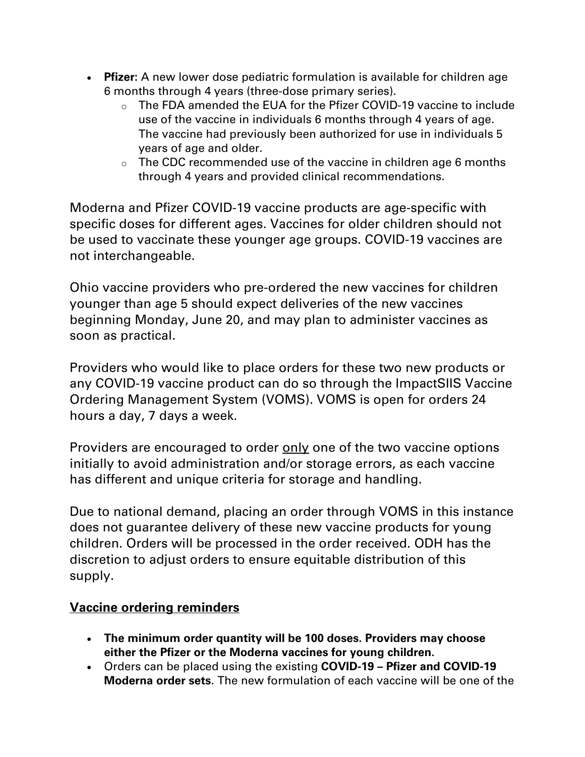- **Pfizer:** A new lower dose pediatric formulation is available for children age 6 months through 4 years (three-dose primary series).
    - The FDA amended the EUA for the Pfizer COVID-19 vaccine to include use of the vaccine in individuals 6 months through 4 years of age. The vaccine had previously been authorized for use in individuals 5 years of age and older.
    - The CDC recommended use of the vaccine in children age 6 months through 4 years and provided clinical recommendations.

Moderna and Pfizer COVID-19 vaccine products are age-specific with specific doses for different ages. Vaccines for older children should not be used to vaccinate these younger age groups. COVID-19 vaccines are not interchangeable.

Ohio vaccine providers who pre-ordered the new vaccines for children younger than age 5 should expect deliveries of the new vaccines beginning Monday, June 20, and may plan to administer vaccines as soon as practical.

Providers who would like to place orders for these two new products or any COVID-19 vaccine product can do so through the ImpactSIIS Vaccine Ordering Management System (VOMS). VOMS is open for orders 24 hours a day, 7 days a week.

Providers are encouraged to order <u>only</u> one of the two vaccine options initially to avoid administration and/or storage errors, as each vaccine has different and unique criteria for storage and handling.

Due to national demand, placing an order through VOMS in this instance does not guarantee delivery of these new vaccine products for young children. Orders will be processed in the order received. ODH has the discretion to adjust orders to ensure equitable distribution of this supply.

## <u>Vaccine ordering reminders</u>

- **The minimum order quantity will be 100 doses. Providers may choose either the Pfizer or the Moderna vaccines for young children.**
- Orders can be placed using the existing **COVID-19 – Pfizer and COVID-19 Moderna order sets**. The new formulation of each vaccine will be one of the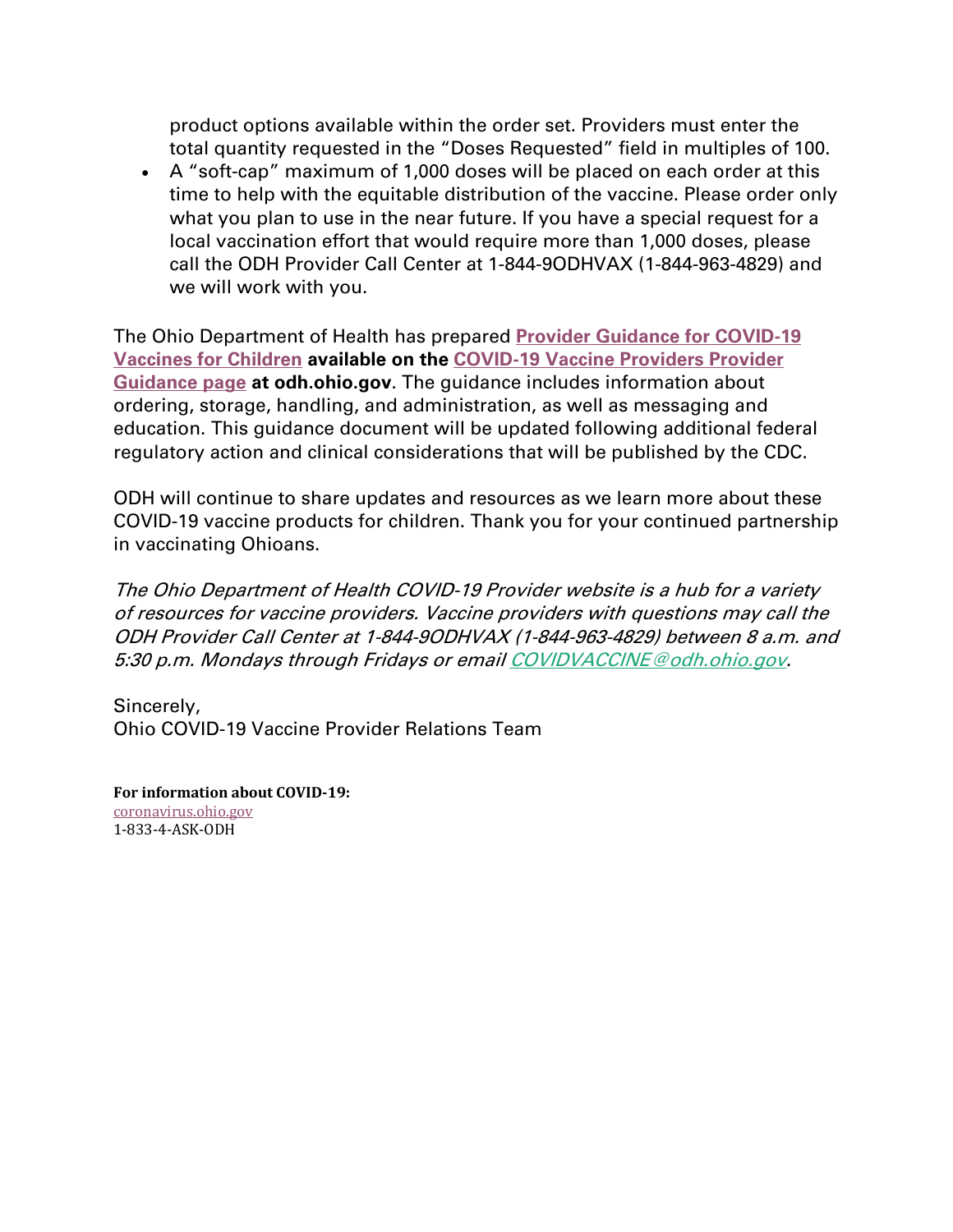product options available within the order set. Providers must enter the total quantity requested in the "Doses Requested" field in multiples of 100.

- A "soft-cap" maximum of 1,000 doses will be placed on each order at this time to help with the equitable distribution of the vaccine. Please order only what you plan to use in the near future. If you have a special request for a local vaccination effort that would require more than 1,000 doses, please call the ODH Provider Call Center at 1-844-9ODHVAX (1-844-963-4829) and we will work with you.

The Ohio Department of Health has prepared **Provider Guidance for COVID-19 Vaccines for Children available on the COVID-19 Vaccine Providers Provider Guidance page at odh.ohio.gov**. The guidance includes information about ordering, storage, handling, and administration, as well as messaging and education. This guidance document will be updated following additional federal regulatory action and clinical considerations that will be published by the CDC.

ODH will continue to share updates and resources as we learn more about these COVID-19 vaccine products for children. Thank you for your continued partnership in vaccinating Ohioans.

*The Ohio Department of Health COVID-19 Provider website is a hub for a variety of resources for vaccine providers. Vaccine providers with questions may call the ODH Provider Call Center at 1-844-9ODHVAX (1-844-963-4829) between 8 a.m. and 5:30 p.m. Mondays through Fridays or email COVIDVACCINE@odh.ohio.gov.*

Sincerely,
Ohio COVID-19 Vaccine Provider Relations Team

**For information about COVID-19:**
coronavirus.ohio.gov
1-833-4-ASK-ODH